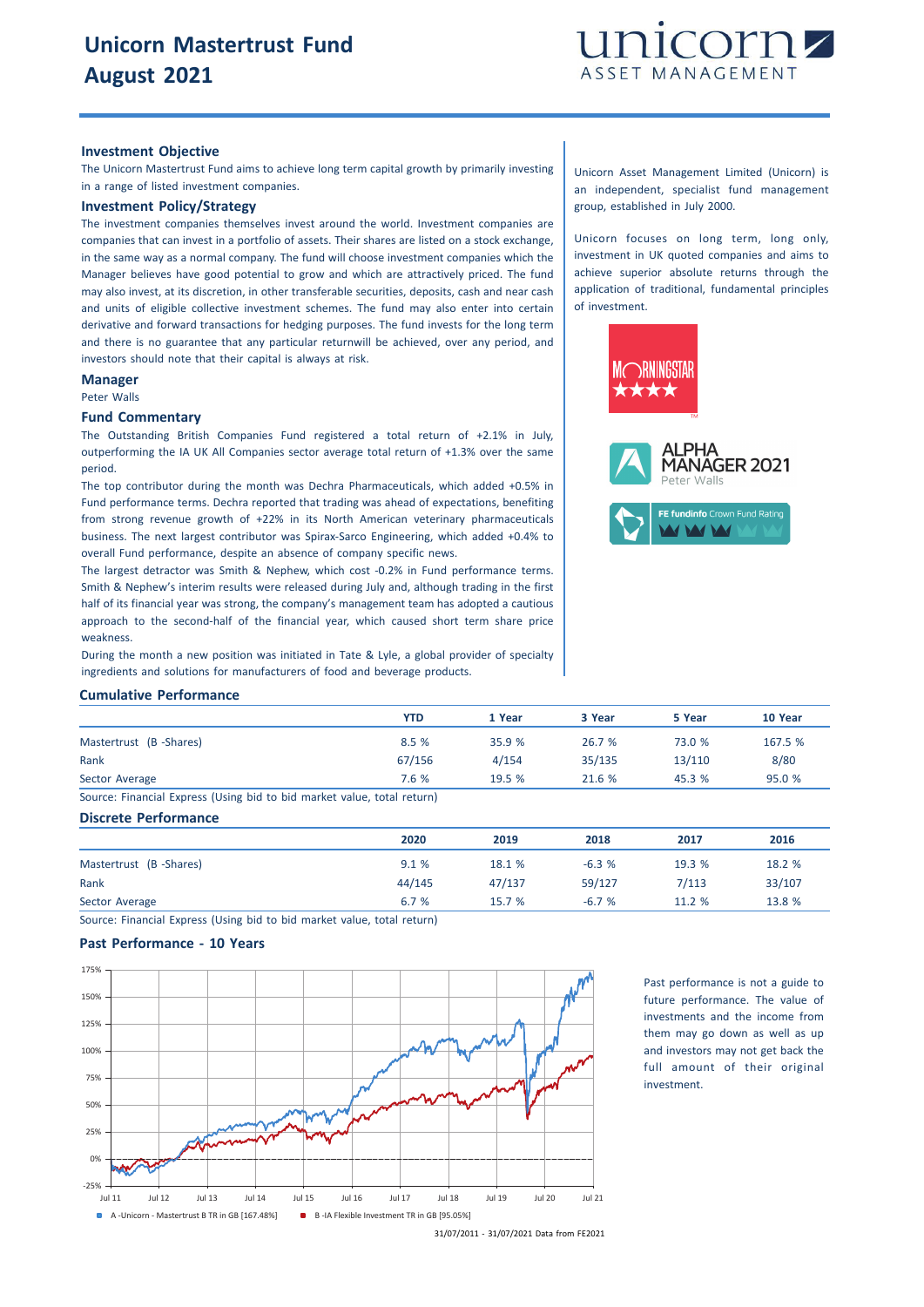# Unicorn Mastertrust Fund
# August 2021

## Investment Objective

The Unicorn Mastertrust Fund aims to achieve long term capital growth by primarily investing in a range of listed investment companies.

## Investment Policy/Strategy

The investment companies themselves invest around the world. Investment companies are companies that can invest in a portfolio of assets. Their shares are listed on a stock exchange, in the same way as a normal company. The fund will choose investment companies which the Manager believes have good potential to grow and which are attractively priced. The fund may also invest, at its discretion, in other transferable securities, deposits, cash and near cash and units of eligible collective investment schemes. The fund may also enter into certain derivative and forward transactions for hedging purposes. The fund invests for the long term and there is no guarantee that any particular returnwill be achieved, over any period, and investors should note that their capital is always at risk.

## Manager

Peter Walls

## Fund Commentary

The Outstanding British Companies Fund registered a total return of +2.1% in July, outperforming the IA UK All Companies sector average total return of +1.3% over the same period.

The top contributor during the month was Dechra Pharmaceuticals, which added +0.5% in Fund performance terms. Dechra reported that trading was ahead of expectations, benefiting from strong revenue growth of +22% in its North American veterinary pharmaceuticals business. The next largest contributor was Spirax-Sarco Engineering, which added +0.4% to overall Fund performance, despite an absence of company specific news.

The largest detractor was Smith & Nephew, which cost -0.2% in Fund performance terms. Smith & Nephew's interim results were released during July and, although trading in the first half of its financial year was strong, the company's management team has adopted a cautious approach to the second-half of the financial year, which caused short term share price weakness.

During the month a new position was initiated in Tate & Lyle, a global provider of specialty ingredients and solutions for manufacturers of food and beverage products.

Unicorn Asset Management Limited (Unicorn) is an independent, specialist fund management group, established in July 2000.

Unicorn focuses on long term, long only, investment in UK quoted companies and aims to achieve superior absolute returns through the application of traditional, fundamental principles of investment.

## Cumulative Performance

| | YTD | 1 Year | 3 Year | 5 Year | 10 Year |
|---|---|---|---|---|---|
| Mastertrust (B -Shares) | 8.5 % | 35.9 % | 26.7 % | 73.0 % | 167.5 % |
| Rank | 67/156 | 4/154 | 35/135 | 13/110 | 8/80 |
| Sector Average | 7.6 % | 19.5 % | 21.6 % | 45.3 % | 95.0 % |

Source: Financial Express (Using bid to bid market value, total return)

## Discrete Performance

| | 2020 | 2019 | 2018 | 2017 | 2016 |
|---|---|---|---|---|---|
| Mastertrust (B -Shares) | 9.1 % | 18.1 % | -6.3 % | 19.3 % | 18.2 % |
| Rank | 44/145 | 47/137 | 59/127 | 7/113 | 33/107 |
| Sector Average | 6.7 % | 15.7 % | -6.7 % | 11.2 % | 13.8 % |

Source: Financial Express (Using bid to bid market value, total return)

## Past Performance - 10 Years

A -Unicorn - Mastertrust B TR in GB [167.48%]  B -IA Flexible Investment TR in GB [95.05%]

31/07/2011 - 31/07/2021 Data from FE2021

Past performance is not a guide to future performance. The value of investments and the income from them may go down as well as up and investors may not get back the full amount of their original investment.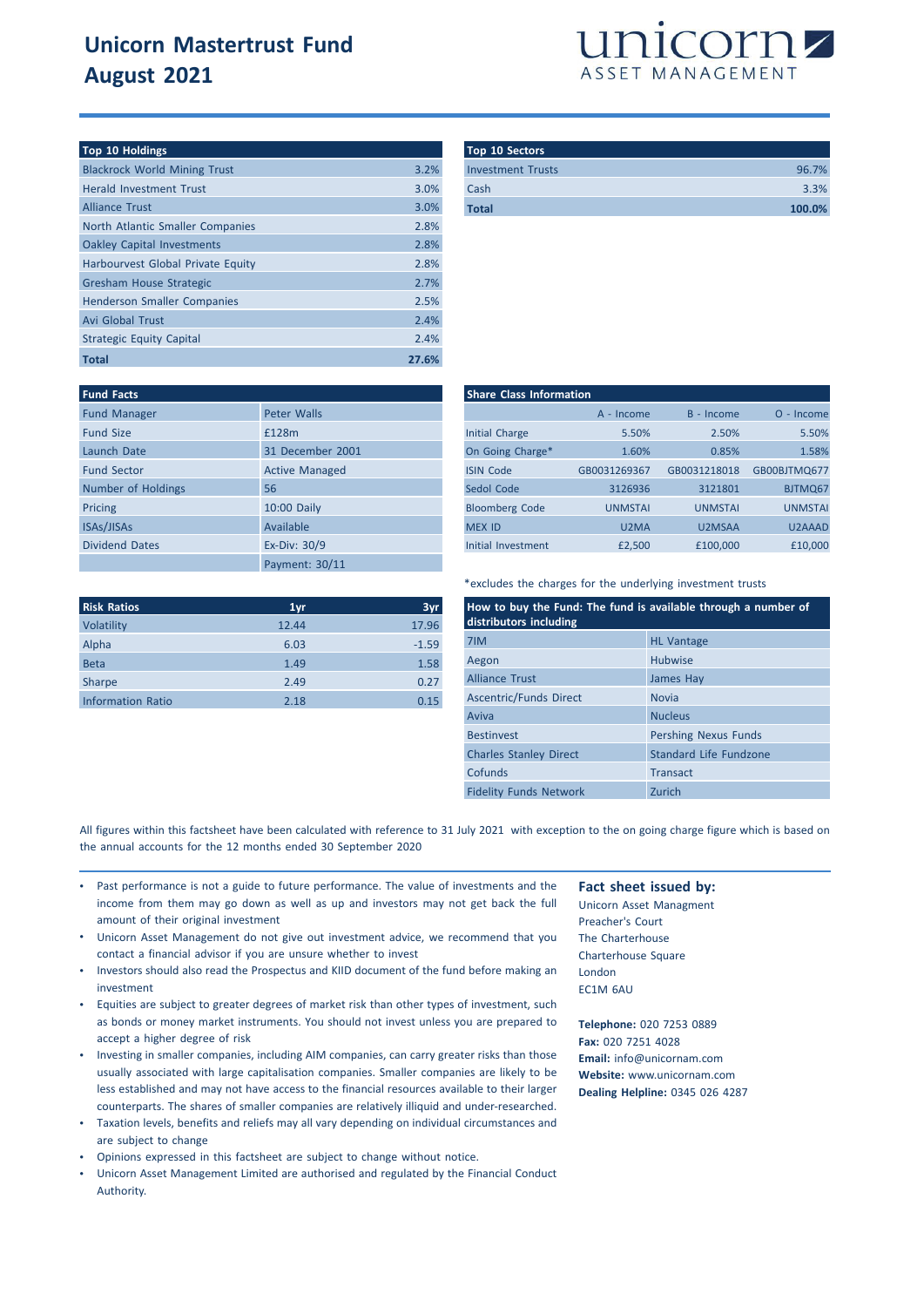# Unicorn Mastertrust Fund
# August 2021

unicorn ASSET MANAGEMENT

| Top 10 Holdings | |
|---|---|
| Blackrock World Mining Trust | 3.2% |
| Herald Investment Trust | 3.0% |
| Alliance Trust | 3.0% |
| North Atlantic Smaller Companies | 2.8% |
| Oakley Capital Investments | 2.8% |
| Harbourvest Global Private Equity | 2.8% |
| Gresham House Strategic | 2.7% |
| Henderson Smaller Companies | 2.5% |
| Avi Global Trust | 2.4% |
| Strategic Equity Capital | 2.4% |
| **Total** | **27.6%** |

| Top 10 Sectors | |
|---|---|
| Investment Trusts | 96.7% |
| Cash | 3.3% |
| **Total** | **100.0%** |

| Fund Facts | |
|---|---|
| Fund Manager | Peter Walls |
| Fund Size | £128m |
| Launch Date | 31 December 2001 |
| Fund Sector | Active Managed |
| Number of Holdings | 56 |
| Pricing | 10:00 Daily |
| ISAs/JISAs | Available |
| Dividend Dates | Ex-Div: 30/9 |
| | Payment: 30/11 |

| Share Class Information | A - Income | B - Income | O - Income |
|---|---|---|---|
| Initial Charge | 5.50% | 2.50% | 5.50% |
| On Going Charge* | 1.60% | 0.85% | 1.58% |
| ISIN Code | GB0031269367 | GB0031218018 | GB00BJTMQ677 |
| Sedol Code | 3126936 | 3121801 | BJTMQ67 |
| Bloomberg Code | UNMSTAI | UNMSTAI | UNMSTAI |
| MEX ID | U2MA | U2MSAA | U2AAAD |
| Initial Investment | £2,500 | £100,000 | £10,000 |

*excludes the charges for the underlying investment trusts

| Risk Ratios | 1yr | 3yr |
|---|---|---|
| Volatility | 12.44 | 17.96 |
| Alpha | 6.03 | -1.59 |
| Beta | 1.49 | 1.58 |
| Sharpe | 2.49 | 0.27 |
| Information Ratio | 2.18 | 0.15 |

| How to buy the Fund: The fund is available through a number of distributors including | |
|---|---|
| 7IM | HL Vantage |
| Aegon | Hubwise |
| Alliance Trust | James Hay |
| Ascentric/Funds Direct | Novia |
| Aviva | Nucleus |
| Bestinvest | Pershing Nexus Funds |
| Charles Stanley Direct | Standard Life Fundzone |
| Cofunds | Transact |
| Fidelity Funds Network | Zurich |

All figures within this factsheet have been calculated with reference to 31 July 2021 with exception to the on going charge figure which is based on the annual accounts for the 12 months ended 30 September 2020

- Past performance is not a guide to future performance. The value of investments and the income from them may go down as well as up and investors may not get back the full amount of their original investment
- Unicorn Asset Management do not give out investment advice, we recommend that you contact a financial advisor if you are unsure whether to invest
- Investors should also read the Prospectus and KIID document of the fund before making an investment
- Equities are subject to greater degrees of market risk than other types of investment, such as bonds or money market instruments. You should not invest unless you are prepared to accept a higher degree of risk
- Investing in smaller companies, including AIM companies, can carry greater risks than those usually associated with large capitalisation companies. Smaller companies are likely to be less established and may not have access to the financial resources available to their larger counterparts. The shares of smaller companies are relatively illiquid and under-researched.
- Taxation levels, benefits and reliefs may all vary depending on individual circumstances and are subject to change
- Opinions expressed in this factsheet are subject to change without notice.
- Unicorn Asset Management Limited are authorised and regulated by the Financial Conduct Authority.

**Fact sheet issued by:**

Unicorn Asset Managment
Preacher's Court
The Charterhouse
Charterhouse Square
London
EC1M 6AU

**Telephone:** 020 7253 0889
**Fax:** 020 7251 4028
**Email:** info@unicornam.com
**Website:** www.unicornam.com
**Dealing Helpline:** 0345 026 4287